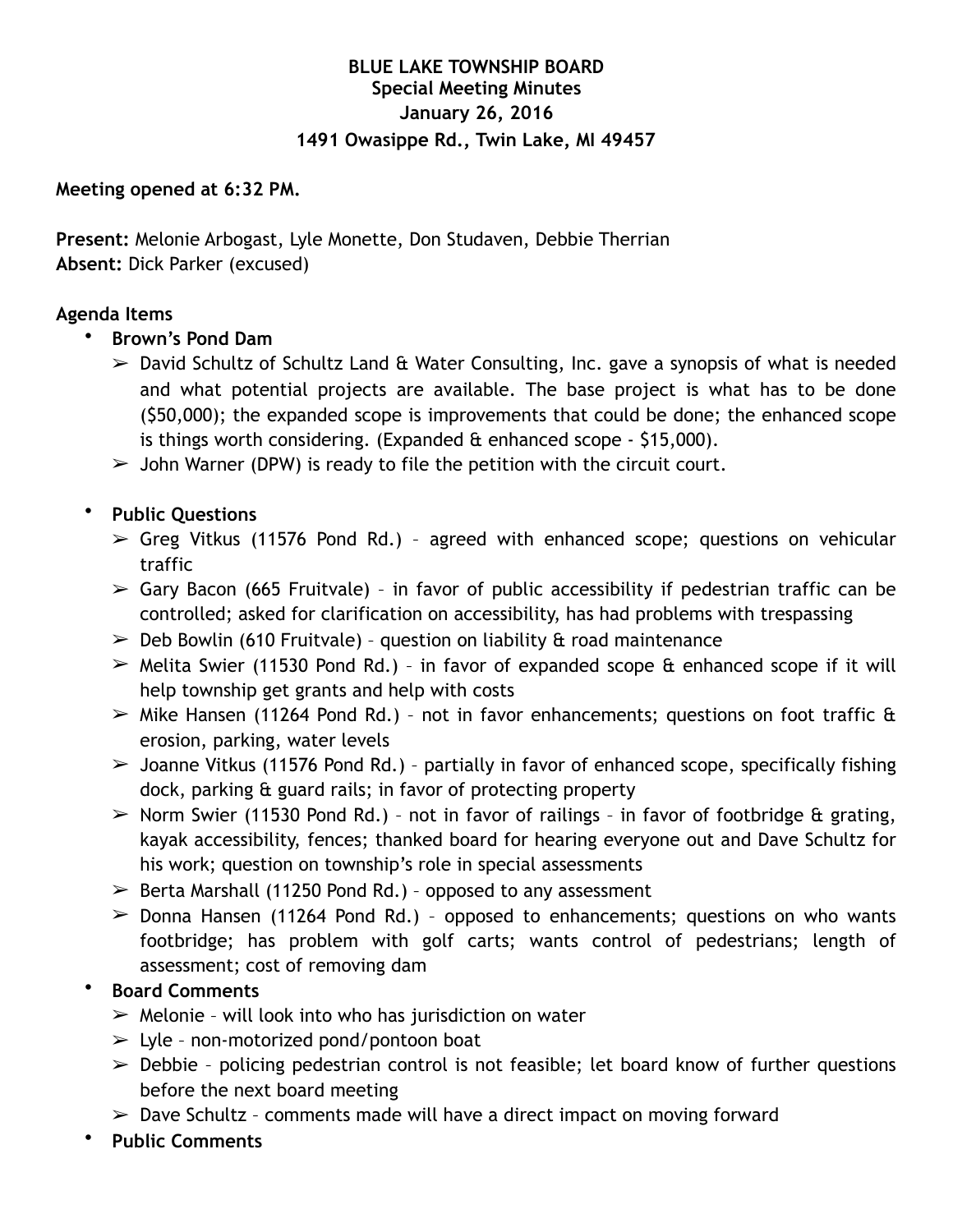**BLUE LAKE TOWNSHIP BOARD**
**Special Meeting Minutes**
**January 26, 2016**
**1491 Owasippe Rd., Twin Lake, MI 49457**

**Meeting opened at 6:32 PM.**

**Present:** Melonie Arbogast, Lyle Monette, Don Studaven, Debbie Therrian
**Absent:** Dick Parker (excused)

**Agenda Items**

- **Brown's Pond Dam**
  - ➢ David Schultz of Schultz Land & Water Consulting, Inc. gave a synopsis of what is needed and what potential projects are available. The base project is what has to be done ($50,000); the expanded scope is improvements that could be done; the enhanced scope is things worth considering. (Expanded & enhanced scope - $15,000).
  - ➢ John Warner (DPW) is ready to file the petition with the circuit court.

- **Public Questions**
  - ➢ Greg Vitkus (11576 Pond Rd.) – agreed with enhanced scope; questions on vehicular traffic
  - ➢ Gary Bacon (665 Fruitvale) – in favor of public accessibility if pedestrian traffic can be controlled; asked for clarification on accessibility, has had problems with trespassing
  - ➢ Deb Bowlin (610 Fruitvale) – question on liability & road maintenance
  - ➢ Melita Swier (11530 Pond Rd.) – in favor of expanded scope & enhanced scope if it will help township get grants and help with costs
  - ➢ Mike Hansen (11264 Pond Rd.) – not in favor enhancements; questions on foot traffic & erosion, parking, water levels
  - ➢ Joanne Vitkus (11576 Pond Rd.) – partially in favor of enhanced scope, specifically fishing dock, parking & guard rails; in favor of protecting property
  - ➢ Norm Swier (11530 Pond Rd.) – not in favor of railings – in favor of footbridge & grating, kayak accessibility, fences; thanked board for hearing everyone out and Dave Schultz for his work; question on township's role in special assessments
  - ➢ Berta Marshall (11250 Pond Rd.) – opposed to any assessment
  - ➢ Donna Hansen (11264 Pond Rd.) – opposed to enhancements; questions on who wants footbridge; has problem with golf carts; wants control of pedestrians; length of assessment; cost of removing dam

- **Board Comments**
  - ➢ Melonie – will look into who has jurisdiction on water
  - ➢ Lyle – non-motorized pond/pontoon boat
  - ➢ Debbie – policing pedestrian control is not feasible; let board know of further questions before the next board meeting
  - ➢ Dave Schultz – comments made will have a direct impact on moving forward

- **Public Comments**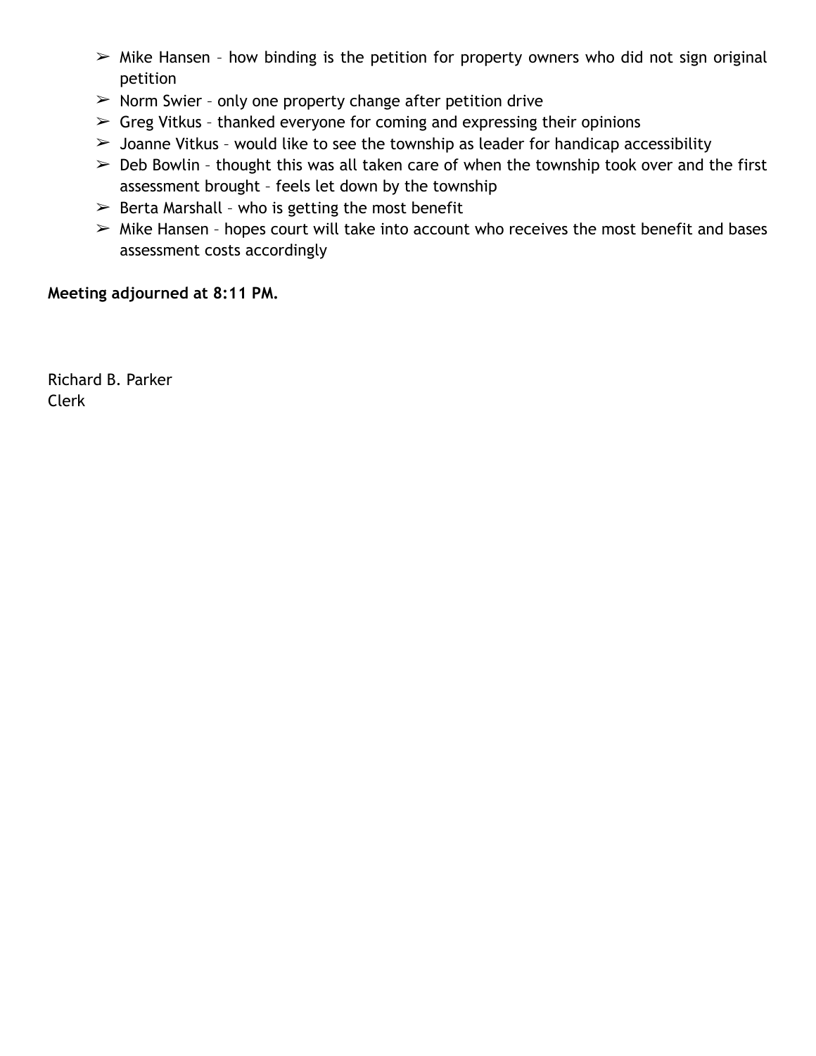- Mike Hansen – how binding is the petition for property owners who did not sign original petition
- Norm Swier – only one property change after petition drive
- Greg Vitkus – thanked everyone for coming and expressing their opinions
- Joanne Vitkus – would like to see the township as leader for handicap accessibility
- Deb Bowlin – thought this was all taken care of when the township took over and the first assessment brought – feels let down by the township
- Berta Marshall – who is getting the most benefit
- Mike Hansen – hopes court will take into account who receives the most benefit and bases assessment costs accordingly

**Meeting adjourned at 8:11 PM.**

Richard B. Parker
Clerk